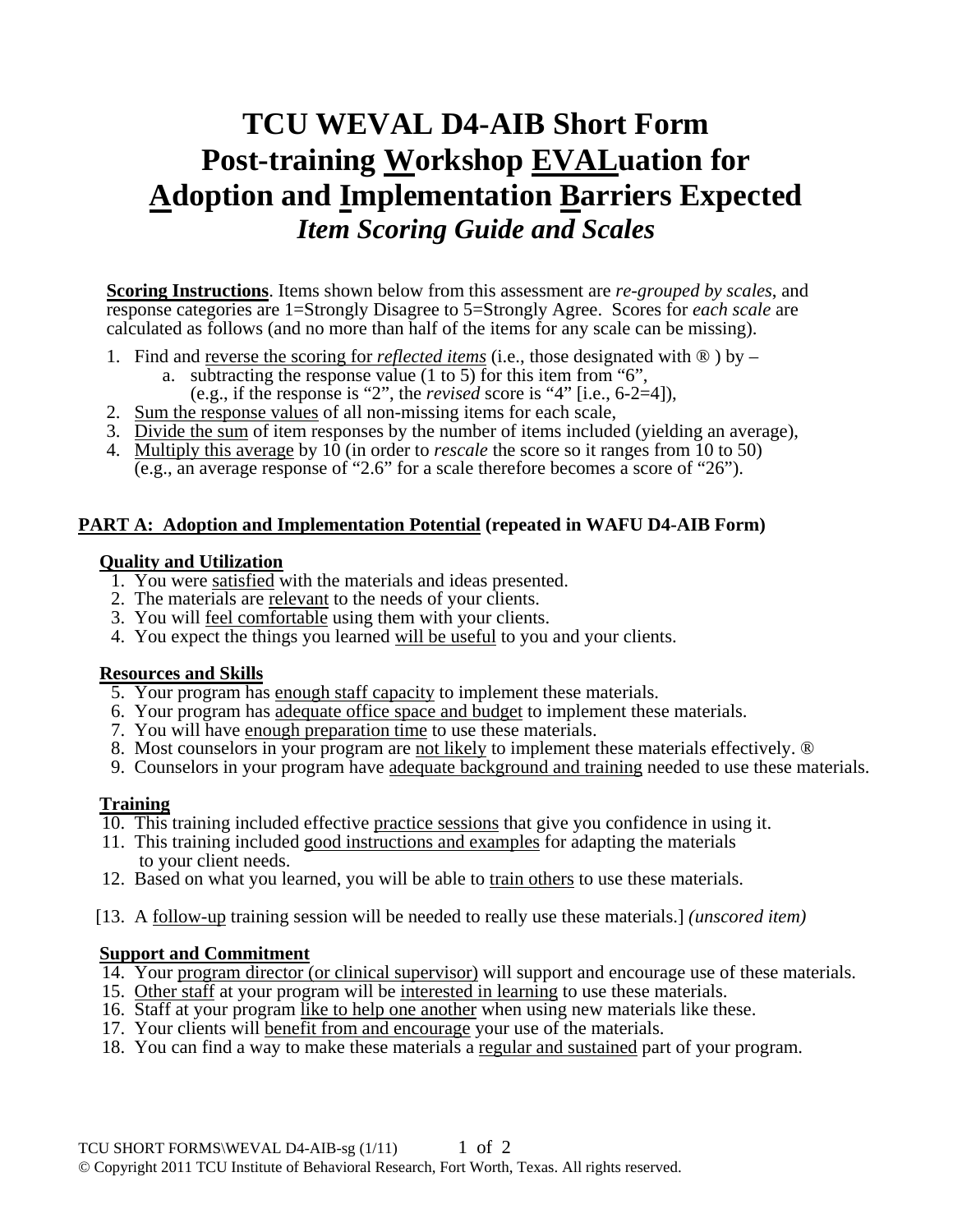# TCU WEVAL D4-AIB Short Form
# Post-training <u>W</u>orkshop <u>EVAL</u>uation for <u>A</u>doption and <u>I</u>mplementation <u>B</u>arriers Expected
## *Item Scoring Guide and Scales*

**<u>Scoring Instructions</u>**. Items shown below from this assessment are *re-grouped by scales*, and response categories are 1=Strongly Disagree to 5=Strongly Agree. Scores for *each scale* are calculated as follows (and no more than half of the items for any scale can be missing).

1. Find and <u>reverse the scoring for *reflected items*</u> (i.e., those designated with ® ) by –
   a. subtracting the response value (1 to 5) for this item from "6", (e.g., if the response is "2", the *revised* score is "4" [i.e., 6-2=4]),
2. <u>Sum the response values</u> of all non-missing items for each scale,
3. <u>Divide the sum</u> of item responses by the number of items included (yielding an average),
4. <u>Multiply this average</u> by 10 (in order to *rescale* the score so it ranges from 10 to 50) (e.g., an average response of "2.6" for a scale therefore becomes a score of "26").

### <u>PART A: Adoption and Implementation Potential</u> (repeated in WAFU D4-AIB Form)

**<u>Quality and Utilization</u>**

1. You were <u>satisfied</u> with the materials and ideas presented.
2. The materials are <u>relevant</u> to the needs of your clients.
3. You will <u>feel comfortable</u> using them with your clients.
4. You expect the things you learned <u>will be useful</u> to you and your clients.

**<u>Resources and Skills</u>**

5. Your program has <u>enough staff capacity</u> to implement these materials.
6. Your program has <u>adequate office space and budget</u> to implement these materials.
7. You will have <u>enough preparation time</u> to use these materials.
8. Most counselors in your program are <u>not likely</u> to implement these materials effectively. ®
9. Counselors in your program have <u>adequate background and training</u> needed to use these materials.

**<u>Training</u>**

10. This training included effective <u>practice sessions</u> that give you confidence in using it.
11. This training included <u>good instructions and examples</u> for adapting the materials to your client needs.
12. Based on what you learned, you will be able to <u>train others</u> to use these materials.

[13. A <u>follow-up</u> training session will be needed to really use these materials.] *(unscored item)*

**<u>Support and Commitment</u>**

14. Your <u>program director (or clinical supervisor)</u> will support and encourage use of these materials.
15. <u>Other staff</u> at your program will be <u>interested in learning</u> to use these materials.
16. Staff at your program <u>like to help one another</u> when using new materials like these.
17. Your clients will <u>benefit from and encourage</u> your use of the materials.
18. You can find a way to make these materials a <u>regular and sustained</u> part of your program.

TCU SHORT FORMS\WEVAL D4-AIB-sg (1/11)

© Copyright 2011 TCU Institute of Behavioral Research, Fort Worth, Texas. All rights reserved.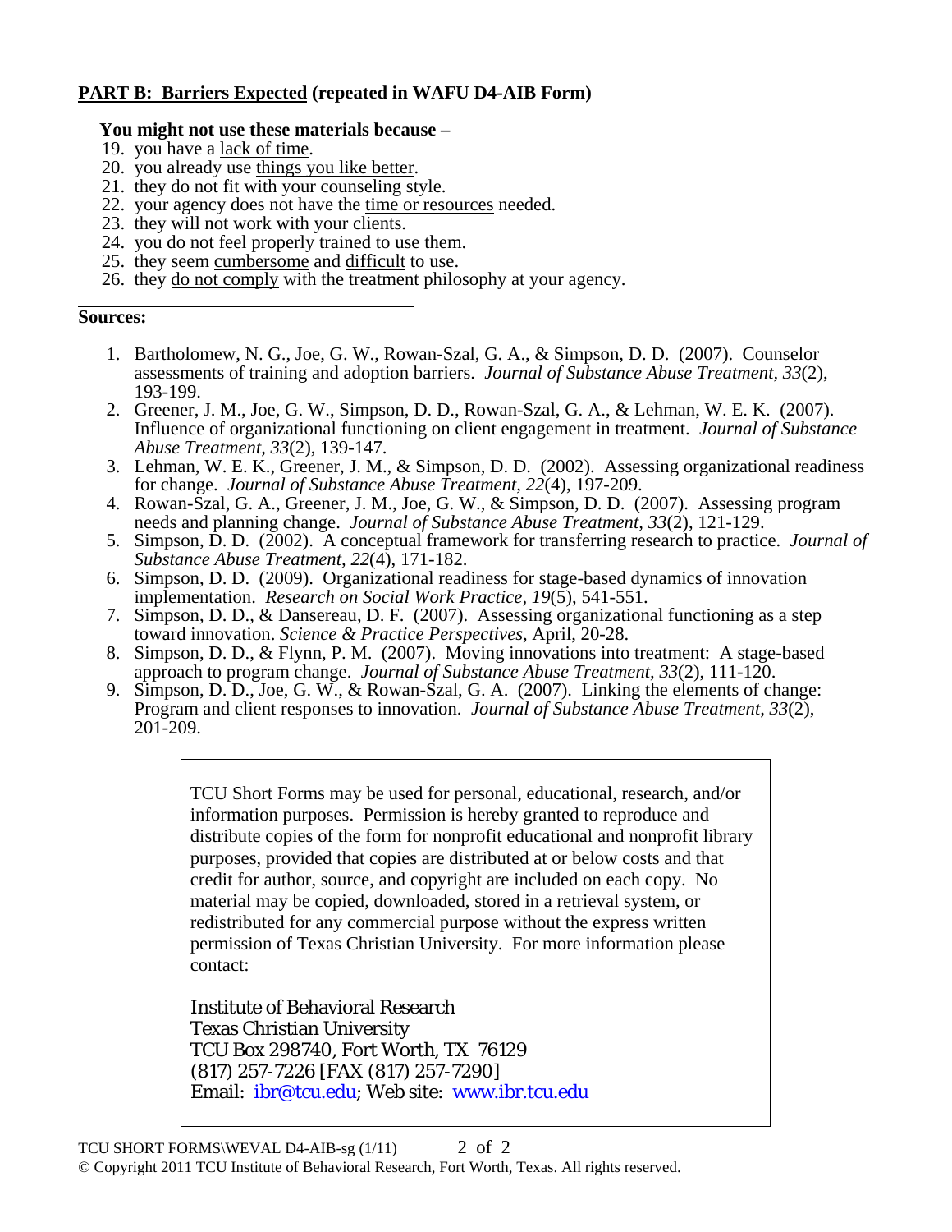**PART B: Barriers Expected (repeated in WAFU D4-AIB Form)**

**You might not use these materials because –**

19. you have a lack of time.
20. you already use things you like better.
21. they do not fit with your counseling style.
22. your agency does not have the time or resources needed.
23. they will not work with your clients.
24. you do not feel properly trained to use them.
25. they seem cumbersome and difficult to use.
26. they do not comply with the treatment philosophy at your agency.

---

**Sources:**

1. Bartholomew, N. G., Joe, G. W., Rowan-Szal, G. A., & Simpson, D. D. (2007). Counselor assessments of training and adoption barriers. *Journal of Substance Abuse Treatment, 33*(2), 193-199.
2. Greener, J. M., Joe, G. W., Simpson, D. D., Rowan-Szal, G. A., & Lehman, W. E. K. (2007). Influence of organizational functioning on client engagement in treatment. *Journal of Substance Abuse Treatment, 33*(2), 139-147.
3. Lehman, W. E. K., Greener, J. M., & Simpson, D. D. (2002). Assessing organizational readiness for change. *Journal of Substance Abuse Treatment, 22*(4), 197-209.
4. Rowan-Szal, G. A., Greener, J. M., Joe, G. W., & Simpson, D. D. (2007). Assessing program needs and planning change. *Journal of Substance Abuse Treatment, 33*(2), 121-129.
5. Simpson, D. D. (2002). A conceptual framework for transferring research to practice. *Journal of Substance Abuse Treatment, 22*(4), 171-182.
6. Simpson, D. D. (2009). Organizational readiness for stage-based dynamics of innovation implementation. *Research on Social Work Practice, 19*(5), 541-551.
7. Simpson, D. D., & Dansereau, D. F. (2007). Assessing organizational functioning as a step toward innovation. *Science & Practice Perspectives*, April, 20-28.
8. Simpson, D. D., & Flynn, P. M. (2007). Moving innovations into treatment: A stage-based approach to program change. *Journal of Substance Abuse Treatment, 33*(2), 111-120.
9. Simpson, D. D., Joe, G. W., & Rowan-Szal, G. A. (2007). Linking the elements of change: Program and client responses to innovation. *Journal of Substance Abuse Treatment, 33*(2), 201-209.

TCU Short Forms may be used for personal, educational, research, and/or information purposes. Permission is hereby granted to reproduce and distribute copies of the form for nonprofit educational and nonprofit library purposes, provided that copies are distributed at or below costs and that credit for author, source, and copyright are included on each copy. No material may be copied, downloaded, stored in a retrieval system, or redistributed for any commercial purpose without the express written permission of Texas Christian University. For more information please contact:

Institute of Behavioral Research
Texas Christian University
TCU Box 298740, Fort Worth, TX 76129
(817) 257-7226 [FAX (817) 257-7290]
Email: ibr@tcu.edu; Web site: www.ibr.tcu.edu

TCU SHORT FORMS\WEVAL D4-AIB-sg (1/11)

© Copyright 2011 TCU Institute of Behavioral Research, Fort Worth, Texas. All rights reserved.